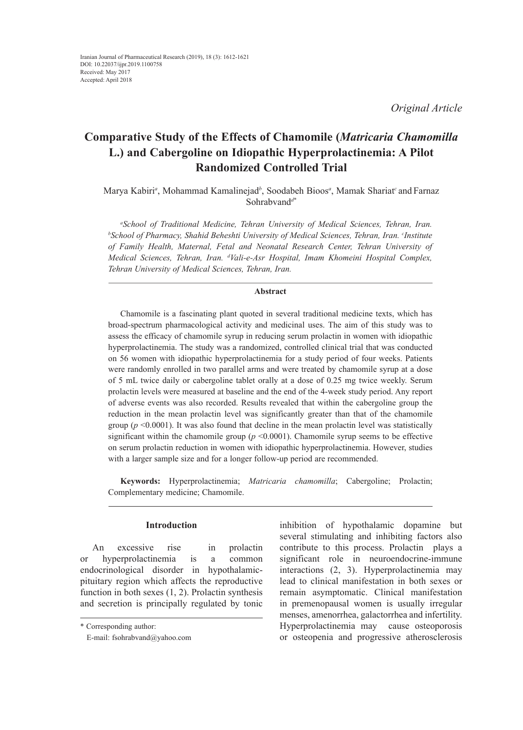Iranian Journal of Pharmaceutical Research (2019), 18 (3): 1612-1621
DOI: 10.22037/ijpr.2019.1100758
Received: May 2017
Accepted: April 2018

*Original Article*

# Comparative Study of the Effects of Chamomile (*Matricaria Chamomilla* L.) and Cabergoline on Idiopathic Hyperprolactinemia: A Pilot Randomized Controlled Trial

Marya Kabiri[a], Mohammad Kamalinejad[b], Soodabeh Bioos[a], Mamak Shariat[c] and Farnaz Sohrabvand[d*]

[a]*School of Traditional Medicine, Tehran University of Medical Sciences, Tehran, Iran.* [b]*School of Pharmacy, Shahid Beheshti University of Medical Sciences, Tehran, Iran.* [c]*Institute of Family Health, Maternal, Fetal and Neonatal Research Center, Tehran University of Medical Sciences, Tehran, Iran.* [d]*Vali-e-Asr Hospital, Imam Khomeini Hospital Complex, Tehran University of Medical Sciences, Tehran, Iran.*

## Abstract

Chamomile is a fascinating plant quoted in several traditional medicine texts, which has broad-spectrum pharmacological activity and medicinal uses. The aim of this study was to assess the efficacy of chamomile syrup in reducing serum prolactin in women with idiopathic hyperprolactinemia. The study was a randomized, controlled clinical trial that was conducted on 56 women with idiopathic hyperprolactinemia for a study period of four weeks. Patients were randomly enrolled in two parallel arms and were treated by chamomile syrup at a dose of 5 mL twice daily or cabergoline tablet orally at a dose of 0.25 mg twice weekly. Serum prolactin levels were measured at baseline and the end of the 4-week study period. Any report of adverse events was also recorded. Results revealed that within the cabergoline group the reduction in the mean prolactin level was significantly greater than that of the chamomile group ($p < 0.0001$). It was also found that decline in the mean prolactin level was statistically significant within the chamomile group ($p < 0.0001$). Chamomile syrup seems to be effective on serum prolactin reduction in women with idiopathic hyperprolactinemia. However, studies with a larger sample size and for a longer follow-up period are recommended.

**Keywords:** Hyperprolactinemia; *Matricaria chamomilla*; Cabergoline; Prolactin; Complementary medicine; Chamomile.

## Introduction

An excessive rise in prolactin or hyperprolactinemia is a common endocrinological disorder in hypothalamic-pituitary region which affects the reproductive function in both sexes (1, 2). Prolactin synthesis and secretion is principally regulated by tonic inhibition of hypothalamic dopamine but several stimulating and inhibiting factors also contribute to this process. Prolactin plays a significant role in neuroendocrine-immune interactions (2, 3). Hyperprolactinemia may lead to clinical manifestation in both sexes or remain asymptomatic. Clinical manifestation in premenopausal women is usually irregular menses, amenorrhea, galactorrhea and infertility. Hyperprolactinemia may cause osteoporosis or osteopenia and progressive atherosclerosis

\* Corresponding author:
E-mail: fsohrabvand@yahoo.com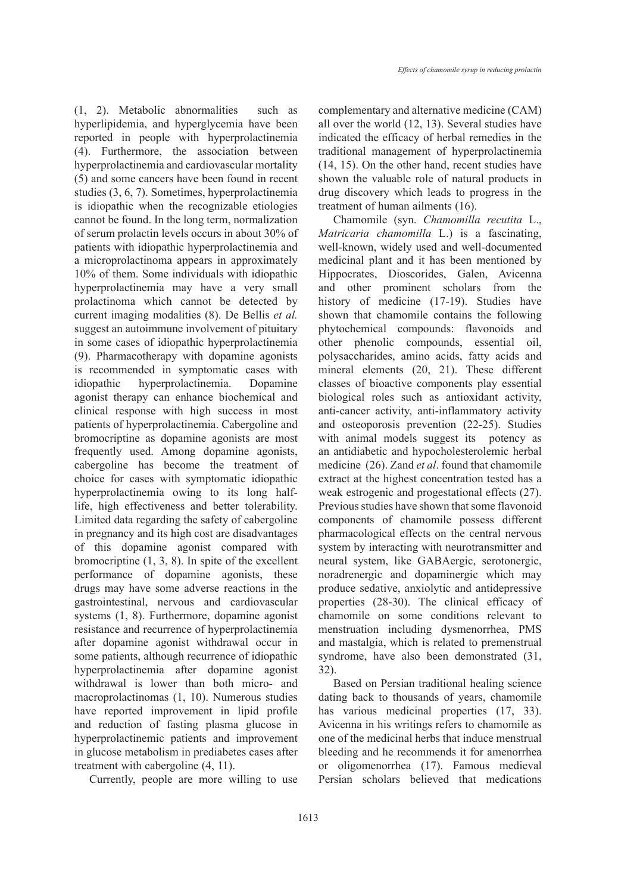(1, 2). Metabolic abnormalities such as hyperlipidemia, and hyperglycemia have been reported in people with hyperprolactinemia (4). Furthermore, the association between hyperprolactinemia and cardiovascular mortality (5) and some cancers have been found in recent studies (3, 6, 7). Sometimes, hyperprolactinemia is idiopathic when the recognizable etiologies cannot be found. In the long term, normalization of serum prolactin levels occurs in about 30% of patients with idiopathic hyperprolactinemia and a microprolactinoma appears in approximately 10% of them. Some individuals with idiopathic hyperprolactinemia may have a very small prolactinoma which cannot be detected by current imaging modalities (8). De Bellis *et al.* suggest an autoimmune involvement of pituitary in some cases of idiopathic hyperprolactinemia (9). Pharmacotherapy with dopamine agonists is recommended in symptomatic cases with idiopathic hyperprolactinemia. Dopamine agonist therapy can enhance biochemical and clinical response with high success in most patients of hyperprolactinemia. Cabergoline and bromocriptine as dopamine agonists are most frequently used. Among dopamine agonists, cabergoline has become the treatment of choice for cases with symptomatic idiopathic hyperprolactinemia owing to its long half-life, high effectiveness and better tolerability. Limited data regarding the safety of cabergoline in pregnancy and its high cost are disadvantages of this dopamine agonist compared with bromocriptine (1, 3, 8). In spite of the excellent performance of dopamine agonists, these drugs may have some adverse reactions in the gastrointestinal, nervous and cardiovascular systems (1, 8). Furthermore, dopamine agonist resistance and recurrence of hyperprolactinemia after dopamine agonist withdrawal occur in some patients, although recurrence of idiopathic hyperprolactinemia after dopamine agonist withdrawal is lower than both micro- and macroprolactinomas (1, 10). Numerous studies have reported improvement in lipid profile and reduction of fasting plasma glucose in hyperprolactinemic patients and improvement in glucose metabolism in prediabetes cases after treatment with cabergoline (4, 11).

Currently, people are more willing to use complementary and alternative medicine (CAM) all over the world (12, 13). Several studies have indicated the efficacy of herbal remedies in the traditional management of hyperprolactinemia (14, 15). On the other hand, recent studies have shown the valuable role of natural products in drug discovery which leads to progress in the treatment of human ailments (16).

Chamomile (syn. *Chamomilla recutita* L., *Matricaria chamomilla* L.) is a fascinating, well-known, widely used and well-documented medicinal plant and it has been mentioned by Hippocrates, Dioscorides, Galen, Avicenna and other prominent scholars from the history of medicine (17-19). Studies have shown that chamomile contains the following phytochemical compounds: flavonoids and other phenolic compounds, essential oil, polysaccharides, amino acids, fatty acids and mineral elements (20, 21). These different classes of bioactive components play essential biological roles such as antioxidant activity, anti-cancer activity, anti-inflammatory activity and osteoporosis prevention (22-25). Studies with animal models suggest its potency as an antidiabetic and hypocholesterolemic herbal medicine (26). Zand *et al*. found that chamomile extract at the highest concentration tested has a weak estrogenic and progestational effects (27). Previous studies have shown that some flavonoid components of chamomile possess different pharmacological effects on the central nervous system by interacting with neurotransmitter and neural system, like GABAergic, serotonergic, noradrenergic and dopaminergic which may produce sedative, anxiolytic and antidepressive properties (28-30). The clinical efficacy of chamomile on some conditions relevant to menstruation including dysmenorrhea, PMS and mastalgia, which is related to premenstrual syndrome, have also been demonstrated (31, 32).

Based on Persian traditional healing science dating back to thousands of years, chamomile has various medicinal properties (17, 33). Avicenna in his writings refers to chamomile as one of the medicinal herbs that induce menstrual bleeding and he recommends it for amenorrhea or oligomenorrhea (17). Famous medieval Persian scholars believed that medications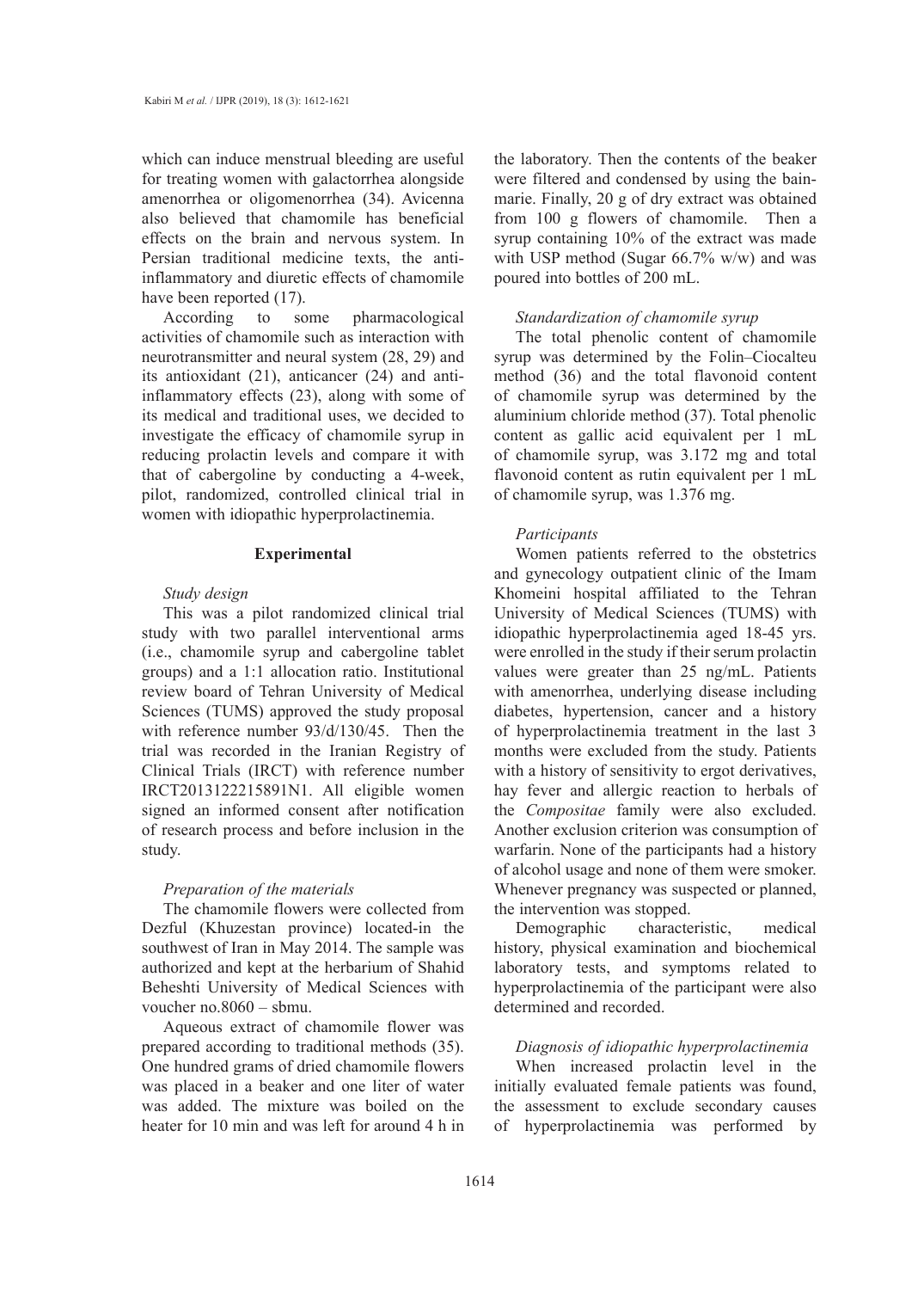which can induce menstrual bleeding are useful for treating women with galactorrhea alongside amenorrhea or oligomenorrhea (34). Avicenna also believed that chamomile has beneficial effects on the brain and nervous system. In Persian traditional medicine texts, the anti-inflammatory and diuretic effects of chamomile have been reported (17).

According to some pharmacological activities of chamomile such as interaction with neurotransmitter and neural system (28, 29) and its antioxidant (21), anticancer (24) and anti-inflammatory effects (23), along with some of its medical and traditional uses, we decided to investigate the efficacy of chamomile syrup in reducing prolactin levels and compare it with that of cabergoline by conducting a 4-week, pilot, randomized, controlled clinical trial in women with idiopathic hyperprolactinemia.

## Experimental

### *Study design*

This was a pilot randomized clinical trial study with two parallel interventional arms (i.e., chamomile syrup and cabergoline tablet groups) and a 1:1 allocation ratio. Institutional review board of Tehran University of Medical Sciences (TUMS) approved the study proposal with reference number 93/d/130/45. Then the trial was recorded in the Iranian Registry of Clinical Trials (IRCT) with reference number IRCT2013122215891N1. All eligible women signed an informed consent after notification of research process and before inclusion in the study.

### *Preparation of the materials*

The chamomile flowers were collected from Dezful (Khuzestan province) located-in the southwest of Iran in May 2014. The sample was authorized and kept at the herbarium of Shahid Beheshti University of Medical Sciences with voucher no.8060 – sbmu.

Aqueous extract of chamomile flower was prepared according to traditional methods (35). One hundred grams of dried chamomile flowers was placed in a beaker and one liter of water was added. The mixture was boiled on the heater for 10 min and was left for around 4 h in the laboratory. Then the contents of the beaker were filtered and condensed by using the bain-marie. Finally, 20 g of dry extract was obtained from 100 g flowers of chamomile. Then a syrup containing 10% of the extract was made with USP method (Sugar 66.7% w/w) and was poured into bottles of 200 mL.

### *Standardization of chamomile syrup*

The total phenolic content of chamomile syrup was determined by the Folin–Ciocalteu method (36) and the total flavonoid content of chamomile syrup was determined by the aluminium chloride method (37). Total phenolic content as gallic acid equivalent per 1 mL of chamomile syrup, was 3.172 mg and total flavonoid content as rutin equivalent per 1 mL of chamomile syrup, was 1.376 mg.

### *Participants*

Women patients referred to the obstetrics and gynecology outpatient clinic of the Imam Khomeini hospital affiliated to the Tehran University of Medical Sciences (TUMS) with idiopathic hyperprolactinemia aged 18-45 yrs. were enrolled in the study if their serum prolactin values were greater than 25 ng/mL. Patients with amenorrhea, underlying disease including diabetes, hypertension, cancer and a history of hyperprolactinemia treatment in the last 3 months were excluded from the study. Patients with a history of sensitivity to ergot derivatives, hay fever and allergic reaction to herbals of the *Compositae* family were also excluded. Another exclusion criterion was consumption of warfarin. None of the participants had a history of alcohol usage and none of them were smoker. Whenever pregnancy was suspected or planned, the intervention was stopped.

Demographic characteristic, medical history, physical examination and biochemical laboratory tests, and symptoms related to hyperprolactinemia of the participant were also determined and recorded.

### *Diagnosis of idiopathic hyperprolactinemia*

When increased prolactin level in the initially evaluated female patients was found, the assessment to exclude secondary causes of hyperprolactinemia was performed by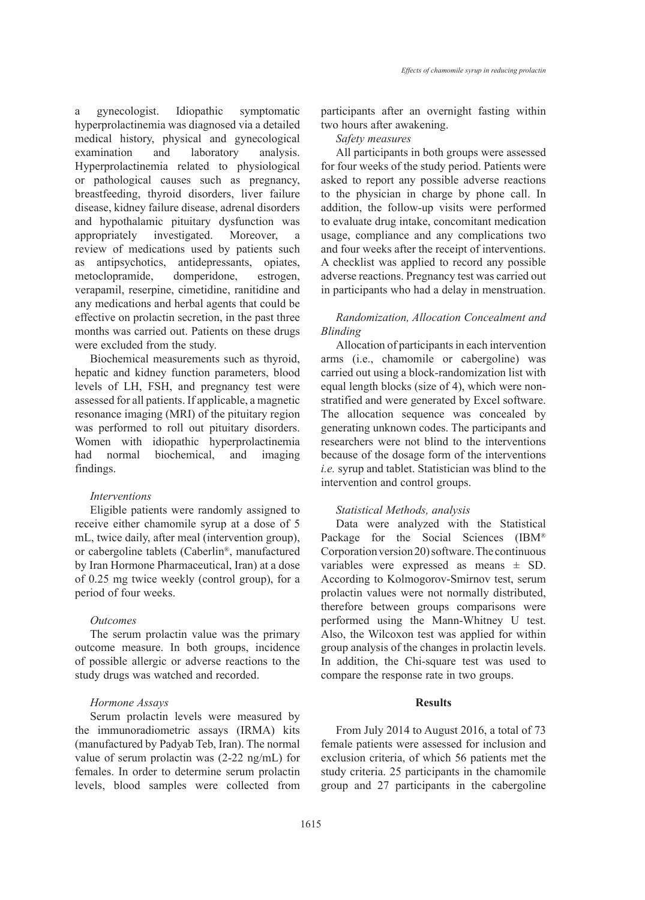a gynecologist. Idiopathic symptomatic hyperprolactinemia was diagnosed via a detailed medical history, physical and gynecological examination and laboratory analysis. Hyperprolactinemia related to physiological or pathological causes such as pregnancy, breastfeeding, thyroid disorders, liver failure disease, kidney failure disease, adrenal disorders and hypothalamic pituitary dysfunction was appropriately investigated. Moreover, a review of medications used by patients such as antipsychotics, antidepressants, opiates, metoclopramide, domperidone, estrogen, verapamil, reserpine, cimetidine, ranitidine and any medications and herbal agents that could be effective on prolactin secretion, in the past three months was carried out. Patients on these drugs were excluded from the study.

Biochemical measurements such as thyroid, hepatic and kidney function parameters, blood levels of LH, FSH, and pregnancy test were assessed for all patients. If applicable, a magnetic resonance imaging (MRI) of the pituitary region was performed to roll out pituitary disorders. Women with idiopathic hyperprolactinemia had normal biochemical, and imaging findings.

*Interventions*

Eligible patients were randomly assigned to receive either chamomile syrup at a dose of 5 mL, twice daily, after meal (intervention group), or cabergoline tablets (Caberlin®, manufactured by Iran Hormone Pharmaceutical, Iran) at a dose of 0.25 mg twice weekly (control group), for a period of four weeks.

*Outcomes*

The serum prolactin value was the primary outcome measure. In both groups, incidence of possible allergic or adverse reactions to the study drugs was watched and recorded.

*Hormone Assays*

Serum prolactin levels were measured by the immunoradiometric assays (IRMA) kits (manufactured by Padyab Teb, Iran). The normal value of serum prolactin was (2-22 ng/mL) for females. In order to determine serum prolactin levels, blood samples were collected from participants after an overnight fasting within two hours after awakening.

*Safety measures*

All participants in both groups were assessed for four weeks of the study period. Patients were asked to report any possible adverse reactions to the physician in charge by phone call. In addition, the follow-up visits were performed to evaluate drug intake, concomitant medication usage, compliance and any complications two and four weeks after the receipt of interventions. A checklist was applied to record any possible adverse reactions. Pregnancy test was carried out in participants who had a delay in menstruation.

*Randomization, Allocation Concealment and Blinding*

Allocation of participants in each intervention arms (i.e., chamomile or cabergoline) was carried out using a block-randomization list with equal length blocks (size of 4), which were non-stratified and were generated by Excel software. The allocation sequence was concealed by generating unknown codes. The participants and researchers were not blind to the interventions because of the dosage form of the interventions *i.e.* syrup and tablet. Statistician was blind to the intervention and control groups.

*Statistical Methods, analysis*

Data were analyzed with the Statistical Package for the Social Sciences (IBM® Corporation version 20) software. The continuous variables were expressed as means ± SD. According to Kolmogorov-Smirnov test, serum prolactin values were not normally distributed, therefore between groups comparisons were performed using the Mann-Whitney U test. Also, the Wilcoxon test was applied for within group analysis of the changes in prolactin levels. In addition, the Chi-square test was used to compare the response rate in two groups.

## Results

From July 2014 to August 2016, a total of 73 female patients were assessed for inclusion and exclusion criteria, of which 56 patients met the study criteria. 25 participants in the chamomile group and 27 participants in the cabergoline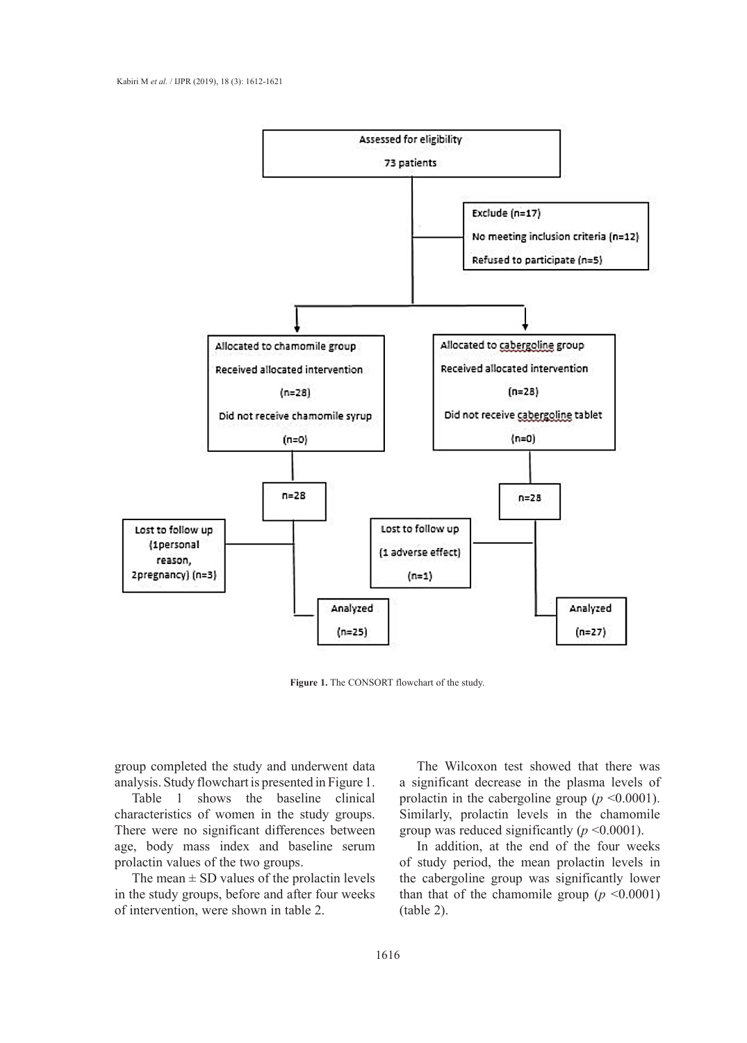Assessed for eligibility

73 patients

Exclude (n=17)

No meeting inclusion criteria (n=12)

Refused to participate (n=5)

Allocated to chamomile group

Received allocated intervention

(n=28)

Did not receive chamomile syrup

(n=0)

Allocated to cabergoline group

Received allocated intervention

(n=28)

Did not receive cabergoline tablet

(n=0)

n=28

n=28

Lost to follow up

(1personal reason, 2pregnancy) (n=3)

Lost to follow up

(1 adverse effect)

(n=1)

Analyzed

(n=25)

Analyzed

(n=27)

**Figure 1.** The CONSORT flowchart of the study.

group completed the study and underwent data analysis. Study flowchart is presented in Figure 1.

Table 1 shows the baseline clinical characteristics of women in the study groups. There were no significant differences between age, body mass index and baseline serum prolactin values of the two groups.

The mean ± SD values of the prolactin levels in the study groups, before and after four weeks of intervention, were shown in table 2.

The Wilcoxon test showed that there was a significant decrease in the plasma levels of prolactin in the cabergoline group ($p$ <0.0001). Similarly, prolactin levels in the chamomile group was reduced significantly ($p$ <0.0001).

In addition, at the end of the four weeks of study period, the mean prolactin levels in the cabergoline group was significantly lower than that of the chamomile group ($p$ <0.0001) (table 2).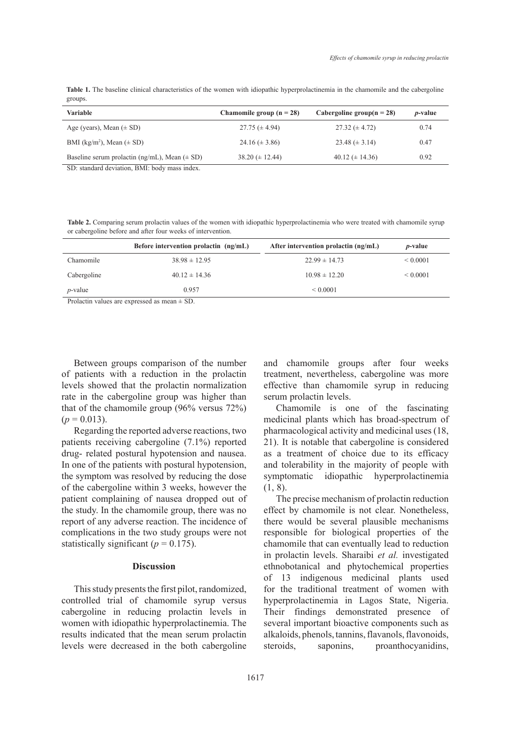**Table 1.** The baseline clinical characteristics of the women with idiopathic hyperprolactinemia in the chamomile and the cabergoline groups.

| Variable | Chamomile group (n = 28) | Cabergoline group(n = 28) | *p*-value |
|---|---|---|---|
| Age (years), Mean (± SD) | 27.75 (± 4.94) | 27.32 (± 4.72) | 0.74 |
| BMI (kg/m$^2$), Mean (± SD) | 24.16 (± 3.86) | 23.48 (± 3.14) | 0.47 |
| Baseline serum prolactin (ng/mL), Mean (± SD) | 38.20 (± 12.44) | 40.12 (± 14.36) | 0.92 |

SD: standard deviation, BMI: body mass index.

**Table 2.** Comparing serum prolactin values of the women with idiopathic hyperprolactinemia who were treated with chamomile syrup or cabergoline before and after four weeks of intervention.

| | Before intervention prolactin (ng/mL) | After intervention prolactin (ng/mL) | *p*-value |
|---|---|---|---|
| Chamomile | 38.98 ± 12.95 | 22.99 ± 14.73 | < 0.0001 |
| Cabergoline | 40.12 ± 14.36 | 10.98 ± 12.20 | < 0.0001 |
| *p*-value | 0.957 | < 0.0001 | |

Prolactin values are expressed as mean ± SD.

Between groups comparison of the number of patients with a reduction in the prolactin levels showed that the prolactin normalization rate in the cabergoline group was higher than that of the chamomile group (96% versus 72%) ($p = 0.013$).

Regarding the reported adverse reactions, two patients receiving cabergoline (7.1%) reported drug- related postural hypotension and nausea. In one of the patients with postural hypotension, the symptom was resolved by reducing the dose of the cabergoline within 3 weeks, however the patient complaining of nausea dropped out of the study. In the chamomile group, there was no report of any adverse reaction. The incidence of complications in the two study groups were not statistically significant ($p = 0.175$).

## Discussion

This study presents the first pilot, randomized, controlled trial of chamomile syrup versus cabergoline in reducing prolactin levels in women with idiopathic hyperprolactinemia. The results indicated that the mean serum prolactin levels were decreased in the both cabergoline and chamomile groups after four weeks treatment, nevertheless, cabergoline was more effective than chamomile syrup in reducing serum prolactin levels.

Chamomile is one of the fascinating medicinal plants which has broad-spectrum of pharmacological activity and medicinal uses (18, 21). It is notable that cabergoline is considered as a treatment of choice due to its efficacy and tolerability in the majority of people with symptomatic idiopathic hyperprolactinemia (1, 8).

The precise mechanism of prolactin reduction effect by chamomile is not clear. Nonetheless, there would be several plausible mechanisms responsible for biological properties of the chamomile that can eventually lead to reduction in prolactin levels. Sharaibi *et al.* investigated ethnobotanical and phytochemical properties of 13 indigenous medicinal plants used for the traditional treatment of women with hyperprolactinemia in Lagos State, Nigeria. Their findings demonstrated presence of several important bioactive components such as alkaloids, phenols, tannins, flavanols, flavonoids, steroids, saponins, proanthocyanidins,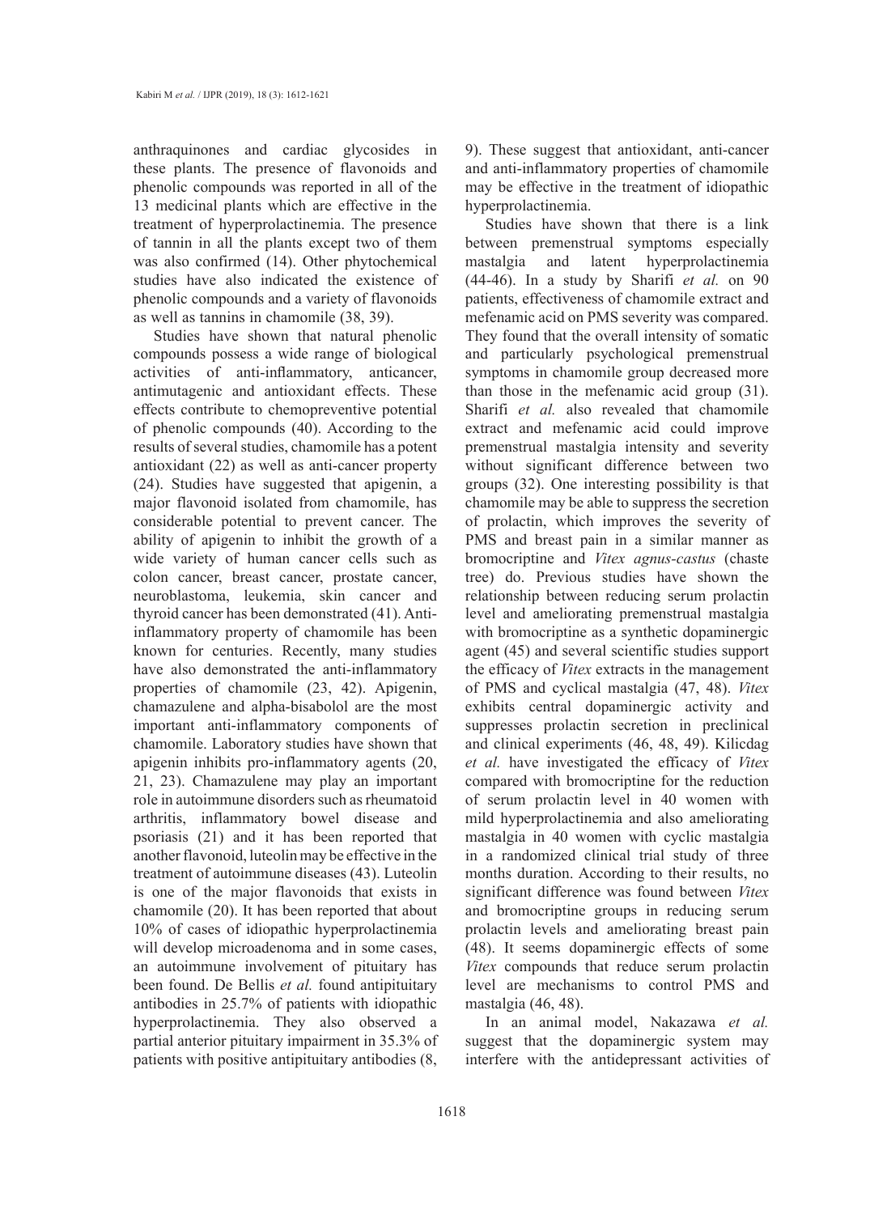anthraquinones and cardiac glycosides in these plants. The presence of flavonoids and phenolic compounds was reported in all of the 13 medicinal plants which are effective in the treatment of hyperprolactinemia. The presence of tannin in all the plants except two of them was also confirmed (14). Other phytochemical studies have also indicated the existence of phenolic compounds and a variety of flavonoids as well as tannins in chamomile (38, 39).

Studies have shown that natural phenolic compounds possess a wide range of biological activities of anti-inflammatory, anticancer, antimutagenic and antioxidant effects. These effects contribute to chemopreventive potential of phenolic compounds (40). According to the results of several studies, chamomile has a potent antioxidant (22) as well as anti-cancer property (24). Studies have suggested that apigenin, a major flavonoid isolated from chamomile, has considerable potential to prevent cancer. The ability of apigenin to inhibit the growth of a wide variety of human cancer cells such as colon cancer, breast cancer, prostate cancer, neuroblastoma, leukemia, skin cancer and thyroid cancer has been demonstrated (41). Anti-inflammatory property of chamomile has been known for centuries. Recently, many studies have also demonstrated the anti-inflammatory properties of chamomile (23, 42). Apigenin, chamazulene and alpha-bisabolol are the most important anti-inflammatory components of chamomile. Laboratory studies have shown that apigenin inhibits pro-inflammatory agents (20, 21, 23). Chamazulene may play an important role in autoimmune disorders such as rheumatoid arthritis, inflammatory bowel disease and psoriasis (21) and it has been reported that another flavonoid, luteolin may be effective in the treatment of autoimmune diseases (43). Luteolin is one of the major flavonoids that exists in chamomile (20). It has been reported that about 10% of cases of idiopathic hyperprolactinemia will develop microadenoma and in some cases, an autoimmune involvement of pituitary has been found. De Bellis *et al.* found antipituitary antibodies in 25.7% of patients with idiopathic hyperprolactinemia. They also observed a partial anterior pituitary impairment in 35.3% of patients with positive antipituitary antibodies (8, 9). These suggest that antioxidant, anti-cancer and anti-inflammatory properties of chamomile may be effective in the treatment of idiopathic hyperprolactinemia.

Studies have shown that there is a link between premenstrual symptoms especially mastalgia and latent hyperprolactinemia (44-46). In a study by Sharifi *et al.* on 90 patients, effectiveness of chamomile extract and mefenamic acid on PMS severity was compared. They found that the overall intensity of somatic and particularly psychological premenstrual symptoms in chamomile group decreased more than those in the mefenamic acid group (31). Sharifi *et al.* also revealed that chamomile extract and mefenamic acid could improve premenstrual mastalgia intensity and severity without significant difference between two groups (32). One interesting possibility is that chamomile may be able to suppress the secretion of prolactin, which improves the severity of PMS and breast pain in a similar manner as bromocriptine and *Vitex agnus-castus* (chaste tree) do. Previous studies have shown the relationship between reducing serum prolactin level and ameliorating premenstrual mastalgia with bromocriptine as a synthetic dopaminergic agent (45) and several scientific studies support the efficacy of *Vitex* extracts in the management of PMS and cyclical mastalgia (47, 48). *Vitex* exhibits central dopaminergic activity and suppresses prolactin secretion in preclinical and clinical experiments (46, 48, 49). Kilicdag *et al.* have investigated the efficacy of *Vitex* compared with bromocriptine for the reduction of serum prolactin level in 40 women with mild hyperprolactinemia and also ameliorating mastalgia in 40 women with cyclic mastalgia in a randomized clinical trial study of three months duration. According to their results, no significant difference was found between *Vitex* and bromocriptine groups in reducing serum prolactin levels and ameliorating breast pain (48). It seems dopaminergic effects of some *Vitex* compounds that reduce serum prolactin level are mechanisms to control PMS and mastalgia (46, 48).

In an animal model, Nakazawa *et al.* suggest that the dopaminergic system may interfere with the antidepressant activities of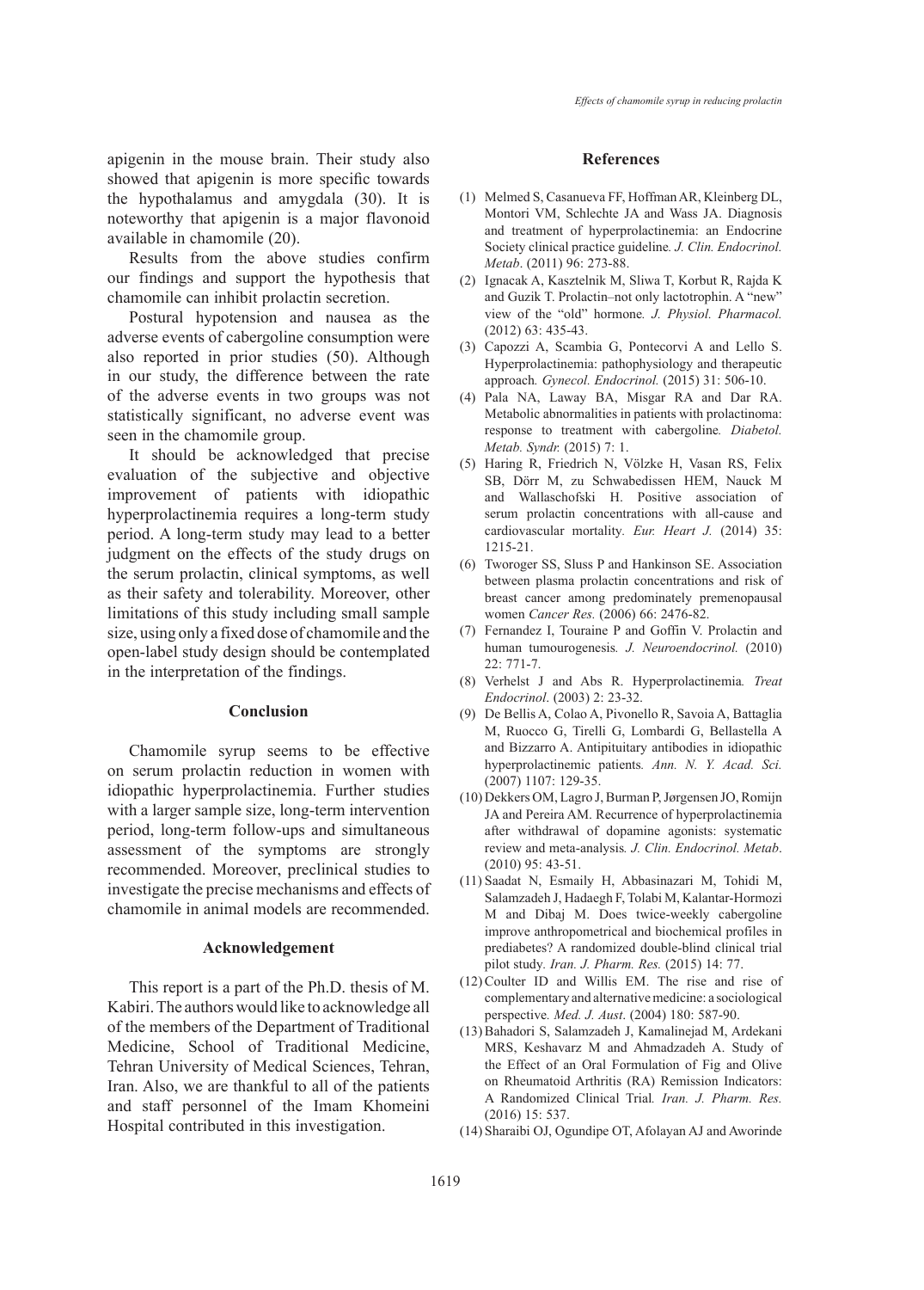apigenin in the mouse brain. Their study also showed that apigenin is more specific towards the hypothalamus and amygdala (30). It is noteworthy that apigenin is a major flavonoid available in chamomile (20).

Results from the above studies confirm our findings and support the hypothesis that chamomile can inhibit prolactin secretion.

Postural hypotension and nausea as the adverse events of cabergoline consumption were also reported in prior studies (50). Although in our study, the difference between the rate of the adverse events in two groups was not statistically significant, no adverse event was seen in the chamomile group.

It should be acknowledged that precise evaluation of the subjective and objective improvement of patients with idiopathic hyperprolactinemia requires a long-term study period. A long-term study may lead to a better judgment on the effects of the study drugs on the serum prolactin, clinical symptoms, as well as their safety and tolerability. Moreover, other limitations of this study including small sample size, using only a fixed dose of chamomile and the open-label study design should be contemplated in the interpretation of the findings.

## Conclusion

Chamomile syrup seems to be effective on serum prolactin reduction in women with idiopathic hyperprolactinemia. Further studies with a larger sample size, long-term intervention period, long-term follow-ups and simultaneous assessment of the symptoms are strongly recommended. Moreover, preclinical studies to investigate the precise mechanisms and effects of chamomile in animal models are recommended.

## Acknowledgement

This report is a part of the Ph.D. thesis of M. Kabiri. The authors would like to acknowledge all of the members of the Department of Traditional Medicine, School of Traditional Medicine, Tehran University of Medical Sciences, Tehran, Iran. Also, we are thankful to all of the patients and staff personnel of the Imam Khomeini Hospital contributed in this investigation.

## References

(1) Melmed S, Casanueva FF, Hoffman AR, Kleinberg DL, Montori VM, Schlechte JA and Wass JA. Diagnosis and treatment of hyperprolactinemia: an Endocrine Society clinical practice guideline. *J. Clin. Endocrinol. Metab*. (2011) 96: 273-88.

(2) Ignacak A, Kasztelnik M, Sliwa T, Korbut R, Rajda K and Guzik T. Prolactin–not only lactotrophin. A "new" view of the "old" hormone. *J. Physiol. Pharmacol.* (2012) 63: 435-43.

(3) Capozzi A, Scambia G, Pontecorvi A and Lello S. Hyperprolactinemia: pathophysiology and therapeutic approach. *Gynecol. Endocrinol.* (2015) 31: 506-10.

(4) Pala NA, Laway BA, Misgar RA and Dar RA. Metabolic abnormalities in patients with prolactinoma: response to treatment with cabergoline. *Diabetol. Metab. Syndr.* (2015) 7: 1.

(5) Haring R, Friedrich N, Völzke H, Vasan RS, Felix SB, Dörr M, zu Schwabedissen HEM, Nauck M and Wallaschofski H. Positive association of serum prolactin concentrations with all-cause and cardiovascular mortality. *Eur. Heart J.* (2014) 35: 1215-21.

(6) Tworoger SS, Sluss P and Hankinson SE. Association between plasma prolactin concentrations and risk of breast cancer among predominately premenopausal women *Cancer Res.* (2006) 66: 2476-82.

(7) Fernandez I, Touraine P and Goffin V. Prolactin and human tumourogenesis. *J. Neuroendocrinol.* (2010) 22: 771-7.

(8) Verhelst J and Abs R. Hyperprolactinemia. *Treat Endocrinol*. (2003) 2: 23-32.

(9) De Bellis A, Colao A, Pivonello R, Savoia A, Battaglia M, Ruocco G, Tirelli G, Lombardi G, Bellastella A and Bizzarro A. Antipituitary antibodies in idiopathic hyperprolactinemic patients. *Ann. N. Y. Acad. Sci.* (2007) 1107: 129-35.

(10) Dekkers OM, Lagro J, Burman P, Jørgensen JO, Romijn JA and Pereira AM. Recurrence of hyperprolactinemia after withdrawal of dopamine agonists: systematic review and meta-analysis. *J. Clin. Endocrinol. Metab*. (2010) 95: 43-51.

(11) Saadat N, Esmaily H, Abbasinazari M, Tohidi M, Salamzadeh J, Hadaegh F, Tolabi M, Kalantar-Hormozi M and Dibaj M. Does twice-weekly cabergoline improve anthropometrical and biochemical profiles in prediabetes? A randomized double-blind clinical trial pilot study. *Iran. J. Pharm. Res.* (2015) 14: 77.

(12) Coulter ID and Willis EM. The rise and rise of complementary and alternative medicine: a sociological perspective. *Med. J. Aust*. (2004) 180: 587-90.

(13) Bahadori S, Salamzadeh J, Kamalinejad M, Ardekani MRS, Keshavarz M and Ahmadzadeh A. Study of the Effect of an Oral Formulation of Fig and Olive on Rheumatoid Arthritis (RA) Remission Indicators: A Randomized Clinical Trial. *Iran. J. Pharm. Res.* (2016) 15: 537.

(14) Sharaibi OJ, Ogundipe OT, Afolayan AJ and Aworinde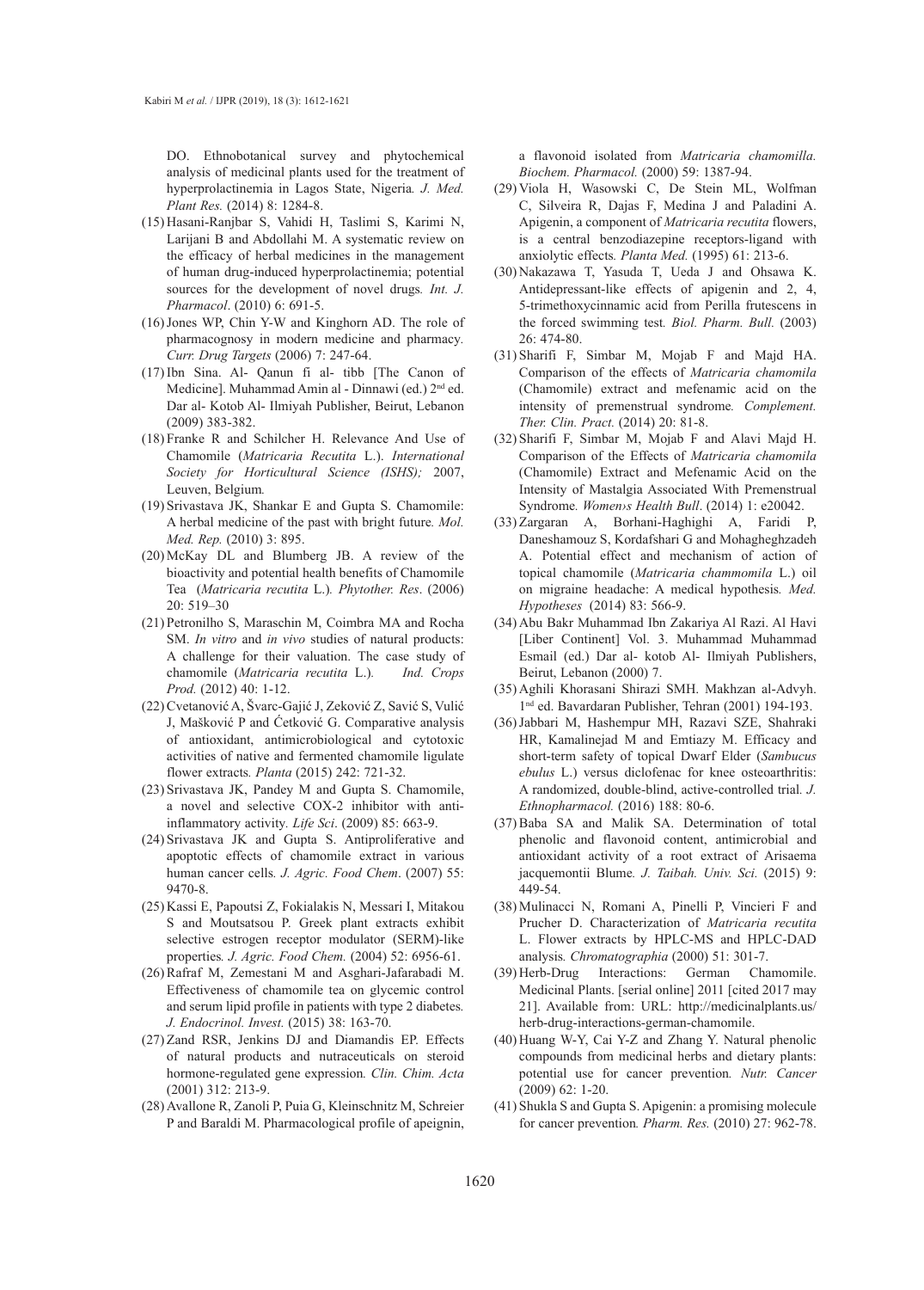DO. Ethnobotanical survey and phytochemical analysis of medicinal plants used for the treatment of hyperprolactinemia in Lagos State, Nigeria*. J. Med. Plant Res.* (2014) 8: 1284-8.

(15) Hasani-Ranjbar S, Vahidi H, Taslimi S, Karimi N, Larijani B and Abdollahi M. A systematic review on the efficacy of herbal medicines in the management of human drug-induced hyperprolactinemia; potential sources for the development of novel drugs*. Int. J. Pharmacol*. (2010) 6: 691-5.

(16) Jones WP, Chin Y-W and Kinghorn AD. The role of pharmacognosy in modern medicine and pharmacy*. Curr. Drug Targets* (2006) 7: 247-64.

(17) Ibn Sina. Al- Qanun fi al- tibb [The Canon of Medicine]. Muhammad Amin al - Dinnawi (ed.) 2nd ed. Dar al- Kotob Al- Ilmiyah Publisher, Beirut, Lebanon (2009) 383-382.

(18) Franke R and Schilcher H. Relevance And Use of Chamomile (*Matricaria Recutita* L.). *International Society for Horticultural Science (ISHS);* 2007, Leuven, Belgium*.*

(19) Srivastava JK, Shankar E and Gupta S. Chamomile: A herbal medicine of the past with bright future*. Mol. Med. Rep.* (2010) 3: 895.

(20) McKay DL and Blumberg JB. A review of the bioactivity and potential health benefits of Chamomile Tea (*Matricaria recutita* L.)*. Phytother. Res*. (2006) 20: 519–30

(21) Petronilho S, Maraschin M, Coimbra MA and Rocha SM. *In vitro* and *in vivo* studies of natural products: A challenge for their valuation. The case study of chamomile (*Matricaria recutita* L.). *Ind. Crops Prod.* (2012) 40: 1-12.

(22) Cvetanović A, Švarc-Gajić J, Zeković Z, Savić S, Vulić J, Mašković P and Ćetković G. Comparative analysis of antioxidant, antimicrobiological and cytotoxic activities of native and fermented chamomile ligulate flower extracts*. Planta* (2015) 242: 721-32.

(23) Srivastava JK, Pandey M and Gupta S. Chamomile, a novel and selective COX-2 inhibitor with anti-inflammatory activity*. Life Sci*. (2009) 85: 663-9.

(24) Srivastava JK and Gupta S. Antiproliferative and apoptotic effects of chamomile extract in various human cancer cells*. J. Agric. Food Chem*. (2007) 55: 9470-8.

(25) Kassi E, Papoutsi Z, Fokialakis N, Messari I, Mitakou S and Moutsatsou P. Greek plant extracts exhibit selective estrogen receptor modulator (SERM)-like properties*. J. Agric. Food Chem.* (2004) 52: 6956-61.

(26) Rafraf M, Zemestani M and Asghari-Jafarabadi M. Effectiveness of chamomile tea on glycemic control and serum lipid profile in patients with type 2 diabetes*. J. Endocrinol. Invest.* (2015) 38: 163-70.

(27) Zand RSR, Jenkins DJ and Diamandis EP. Effects of natural products and nutraceuticals on steroid hormone-regulated gene expression*. Clin. Chim. Acta* (2001) 312: 213-9.

(28) Avallone R, Zanoli P, Puia G, Kleinschnitz M, Schreier P and Baraldi M. Pharmacological profile of apeignin, a flavonoid isolated from *Matricaria chamomilla. Biochem. Pharmacol.* (2000) 59: 1387-94.

(29) Viola H, Wasowski C, De Stein ML, Wolfman C, Silveira R, Dajas F, Medina J and Paladini A. Apigenin, a component of *Matricaria recutita* flowers, is a central benzodiazepine receptors-ligand with anxiolytic effects*. Planta Med.* (1995) 61: 213-6.

(30) Nakazawa T, Yasuda T, Ueda J and Ohsawa K. Antidepressant-like effects of apigenin and 2, 4, 5-trimethoxycinnamic acid from Perilla frutescens in the forced swimming test*. Biol. Pharm. Bull.* (2003) 26: 474-80.

(31) Sharifi F, Simbar M, Mojab F and Majd HA. Comparison of the effects of *Matricaria chamomila* (Chamomile) extract and mefenamic acid on the intensity of premenstrual syndrome*. Complement. Ther. Clin. Pract.* (2014) 20: 81-8.

(32) Sharifi F, Simbar M, Mojab F and Alavi Majd H. Comparison of the Effects of *Matricaria chamomila* (Chamomile) Extract and Mefenamic Acid on the Intensity of Mastalgia Associated With Premenstrual Syndrome*. Women›s Health Bull*. (2014) 1: e20042.

(33) Zargaran A, Borhani-Haghighi A, Faridi P, Daneshamouz S, Kordafshari G and Mohagheghzadeh A. Potential effect and mechanism of action of topical chamomile (*Matricaria chammomila* L.) oil on migraine headache: A medical hypothesis*. Med. Hypotheses* (2014) 83: 566-9.

(34) Abu Bakr Muhammad Ibn Zakariya Al Razi. Al Havi [Liber Continent] Vol. 3. Muhammad Muhammad Esmail (ed.) Dar al- kotob Al- Ilmiyah Publishers, Beirut, Lebanon (2000) 7.

(35) Aghili Khorasani Shirazi SMH. Makhzan al-Advyh. 1st ed. Bavardaran Publisher, Tehran (2001) 194-193.

(36) Jabbari M, Hashempur MH, Razavi SZE, Shahraki HR, Kamalinejad M and Emtiazy M. Efficacy and short-term safety of topical Dwarf Elder (*Sambucus ebulus* L.) versus diclofenac for knee osteoarthritis: A randomized, double-blind, active-controlled trial*. J. Ethnopharmacol.* (2016) 188: 80-6.

(37) Baba SA and Malik SA. Determination of total phenolic and flavonoid content, antimicrobial and antioxidant activity of a root extract of Arisaema jacquemontii Blume*. J. Taibah. Univ. Sci.* (2015) 9: 449-54.

(38) Mulinacci N, Romani A, Pinelli P, Vincieri F and Prucher D. Characterization of *Matricaria recutita* L. Flower extracts by HPLC-MS and HPLC-DAD analysis*. Chromatographia* (2000) 51: 301-7.

(39) Herb-Drug Interactions: German Chamomile. Medicinal Plants. [serial online] 2011 [cited 2017 may 21]. Available from: URL: http://medicinalplants.us/herb-drug-interactions-german-chamomile.

(40) Huang W-Y, Cai Y-Z and Zhang Y. Natural phenolic compounds from medicinal herbs and dietary plants: potential use for cancer prevention*. Nutr. Cancer* (2009) 62: 1-20.

(41) Shukla S and Gupta S. Apigenin: a promising molecule for cancer prevention*. Pharm. Res.* (2010) 27: 962-78.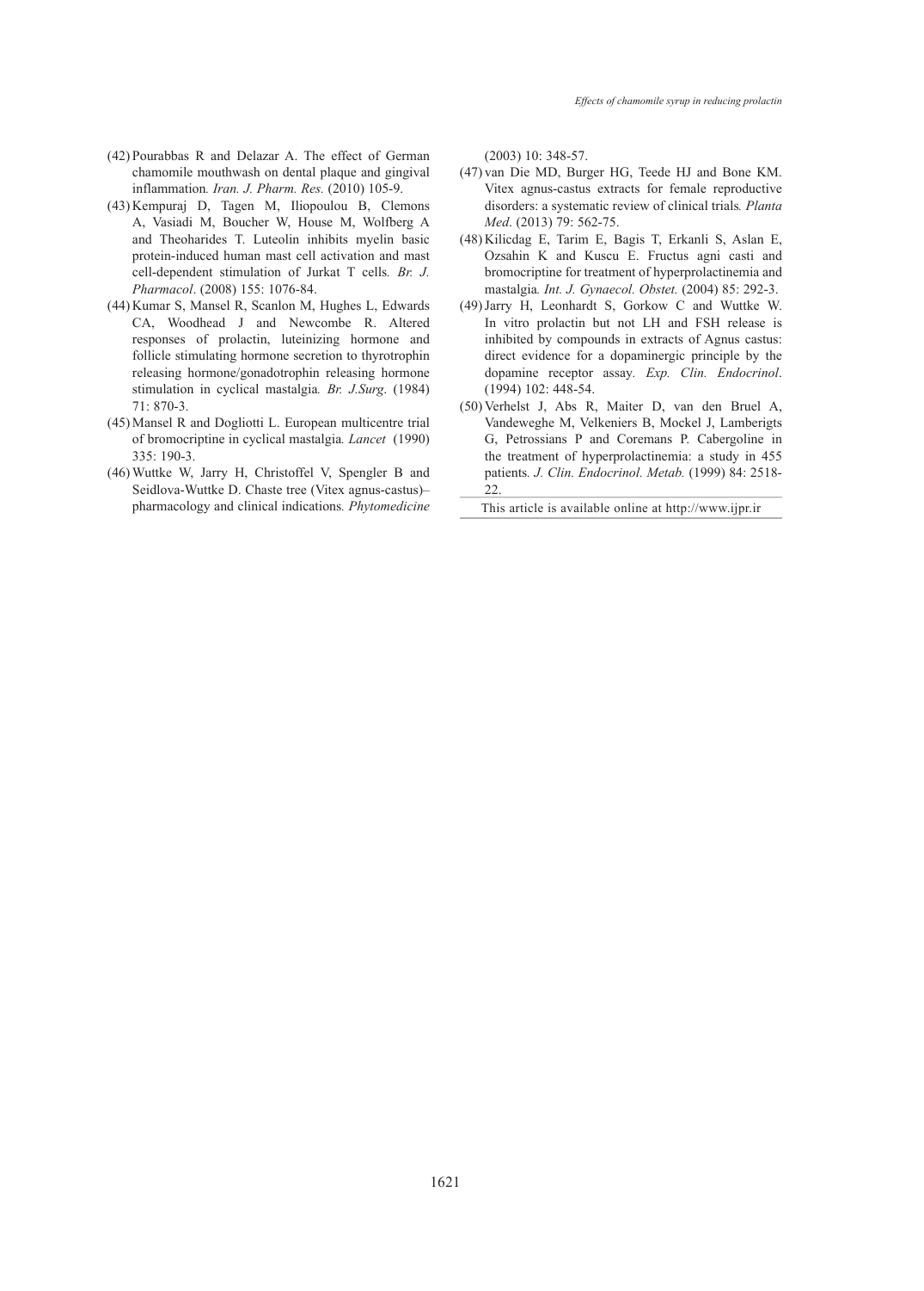(42) Pourabbas R and Delazar A. The effect of German chamomile mouthwash on dental plaque and gingival inflammation. *Iran. J. Pharm. Res.* (2010) 105-9.

(43) Kempuraj D, Tagen M, Iliopoulou B, Clemons A, Vasiadi M, Boucher W, House M, Wolfberg A and Theoharides T. Luteolin inhibits myelin basic protein-induced human mast cell activation and mast cell-dependent stimulation of Jurkat T cells. *Br. J. Pharmacol*. (2008) 155: 1076-84.

(44) Kumar S, Mansel R, Scanlon M, Hughes L, Edwards CA, Woodhead J and Newcombe R. Altered responses of prolactin, luteinizing hormone and follicle stimulating hormone secretion to thyrotrophin releasing hormone/gonadotrophin releasing hormone stimulation in cyclical mastalgia. *Br. J.Surg*. (1984) 71: 870-3.

(45) Mansel R and Dogliotti L. European multicentre trial of bromocriptine in cyclical mastalgia. *Lancet* (1990) 335: 190-3.

(46) Wuttke W, Jarry H, Christoffel V, Spengler B and Seidlova-Wuttke D. Chaste tree (Vitex agnus-castus)– pharmacology and clinical indications. *Phytomedicine* (2003) 10: 348-57.

(47) van Die MD, Burger HG, Teede HJ and Bone KM. Vitex agnus-castus extracts for female reproductive disorders: a systematic review of clinical trials. *Planta Med*. (2013) 79: 562-75.

(48) Kilicdag E, Tarim E, Bagis T, Erkanli S, Aslan E, Ozsahin K and Kuscu E. Fructus agni casti and bromocriptine for treatment of hyperprolactinemia and mastalgia. *Int. J. Gynaecol. Obstet.* (2004) 85: 292-3.

(49) Jarry H, Leonhardt S, Gorkow C and Wuttke W. In vitro prolactin but not LH and FSH release is inhibited by compounds in extracts of Agnus castus: direct evidence for a dopaminergic principle by the dopamine receptor assay. *Exp. Clin. Endocrinol*. (1994) 102: 448-54.

(50) Verhelst J, Abs R, Maiter D, van den Bruel A, Vandeweghe M, Velkeniers B, Mockel J, Lamberigts G, Petrossians P and Coremans P. Cabergoline in the treatment of hyperprolactinemia: a study in 455 patients. *J. Clin. Endocrinol. Metab.* (1999) 84: 2518-22.

This article is available online at http://www.ijpr.ir